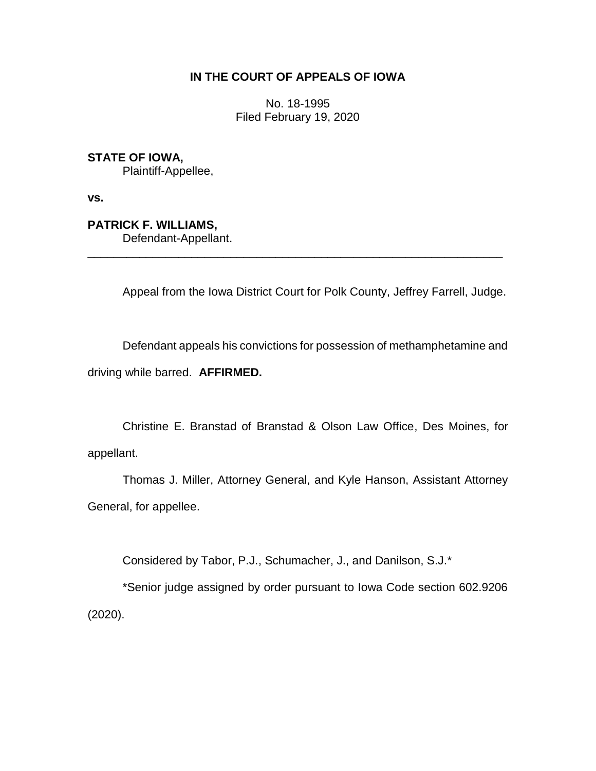**IN THE COURT OF APPEALS OF IOWA**

No. 18-1995
Filed February 19, 2020

**STATE OF IOWA,**
Plaintiff-Appellee,

**vs.**

**PATRICK F. WILLIAMS,**
Defendant-Appellant.

---

Appeal from the Iowa District Court for Polk County, Jeffrey Farrell, Judge.

Defendant appeals his convictions for possession of methamphetamine and driving while barred. **AFFIRMED.**

Christine E. Branstad of Branstad & Olson Law Office, Des Moines, for appellant.

Thomas J. Miller, Attorney General, and Kyle Hanson, Assistant Attorney General, for appellee.

Considered by Tabor, P.J., Schumacher, J., and Danilson, S.J.*

*Senior judge assigned by order pursuant to Iowa Code section 602.9206 (2020).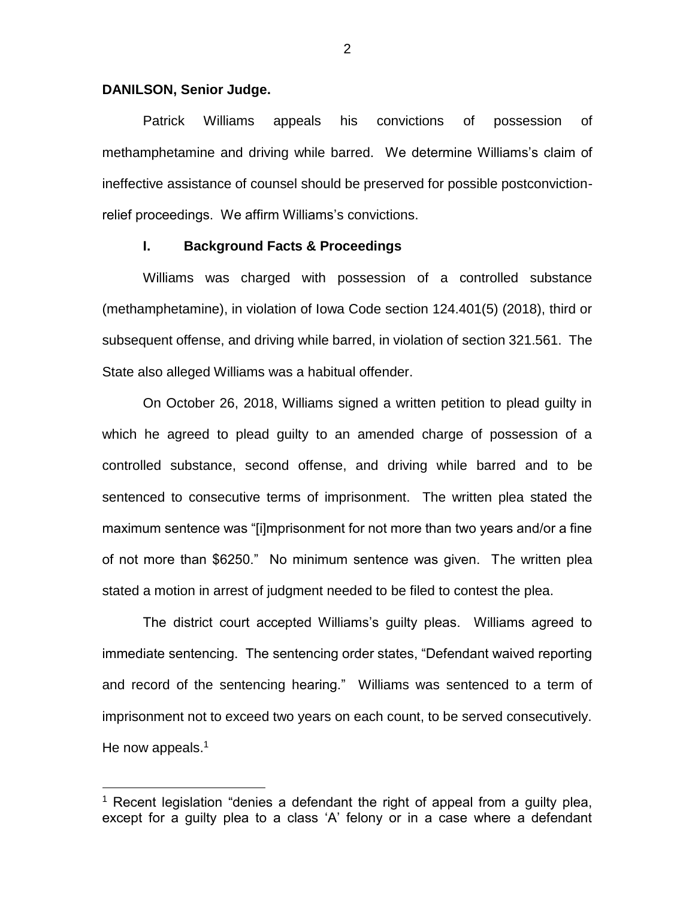**DANILSON, Senior Judge.**

Patrick Williams appeals his convictions of possession of methamphetamine and driving while barred. We determine Williams's claim of ineffective assistance of counsel should be preserved for possible postconviction-relief proceedings. We affirm Williams's convictions.

## I. Background Facts & Proceedings

Williams was charged with possession of a controlled substance (methamphetamine), in violation of Iowa Code section 124.401(5) (2018), third or subsequent offense, and driving while barred, in violation of section 321.561. The State also alleged Williams was a habitual offender.

On October 26, 2018, Williams signed a written petition to plead guilty in which he agreed to plead guilty to an amended charge of possession of a controlled substance, second offense, and driving while barred and to be sentenced to consecutive terms of imprisonment. The written plea stated the maximum sentence was "[i]mprisonment for not more than two years and/or a fine of not more than $6250." No minimum sentence was given. The written plea stated a motion in arrest of judgment needed to be filed to contest the plea.

The district court accepted Williams's guilty pleas. Williams agreed to immediate sentencing. The sentencing order states, "Defendant waived reporting and record of the sentencing hearing." Williams was sentenced to a term of imprisonment not to exceed two years on each count, to be served consecutively. He now appeals.[1]

[1] Recent legislation "denies a defendant the right of appeal from a guilty plea, except for a guilty plea to a class 'A' felony or in a case where a defendant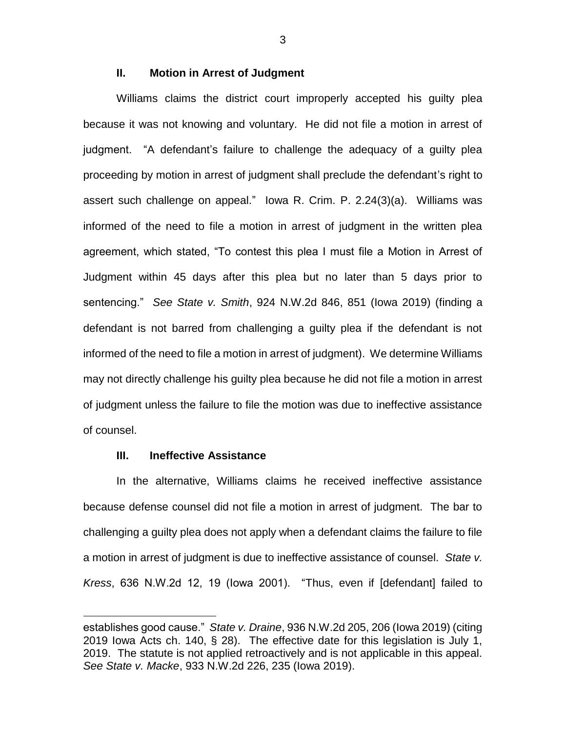### II. Motion in Arrest of Judgment

Williams claims the district court improperly accepted his guilty plea because it was not knowing and voluntary. He did not file a motion in arrest of judgment. "A defendant's failure to challenge the adequacy of a guilty plea proceeding by motion in arrest of judgment shall preclude the defendant's right to assert such challenge on appeal." Iowa R. Crim. P. 2.24(3)(a). Williams was informed of the need to file a motion in arrest of judgment in the written plea agreement, which stated, "To contest this plea I must file a Motion in Arrest of Judgment within 45 days after this plea but no later than 5 days prior to sentencing." *See State v. Smith*, 924 N.W.2d 846, 851 (Iowa 2019) (finding a defendant is not barred from challenging a guilty plea if the defendant is not informed of the need to file a motion in arrest of judgment). We determine Williams may not directly challenge his guilty plea because he did not file a motion in arrest of judgment unless the failure to file the motion was due to ineffective assistance of counsel.

### III. Ineffective Assistance

In the alternative, Williams claims he received ineffective assistance because defense counsel did not file a motion in arrest of judgment. The bar to challenging a guilty plea does not apply when a defendant claims the failure to file a motion in arrest of judgment is due to ineffective assistance of counsel. *State v. Kress*, 636 N.W.2d 12, 19 (Iowa 2001). "Thus, even if [defendant] failed to

establishes good cause." *State v. Draine*, 936 N.W.2d 205, 206 (Iowa 2019) (citing 2019 Iowa Acts ch. 140, § 28). The effective date for this legislation is July 1, 2019. The statute is not applied retroactively and is not applicable in this appeal. *See State v. Macke*, 933 N.W.2d 226, 235 (Iowa 2019).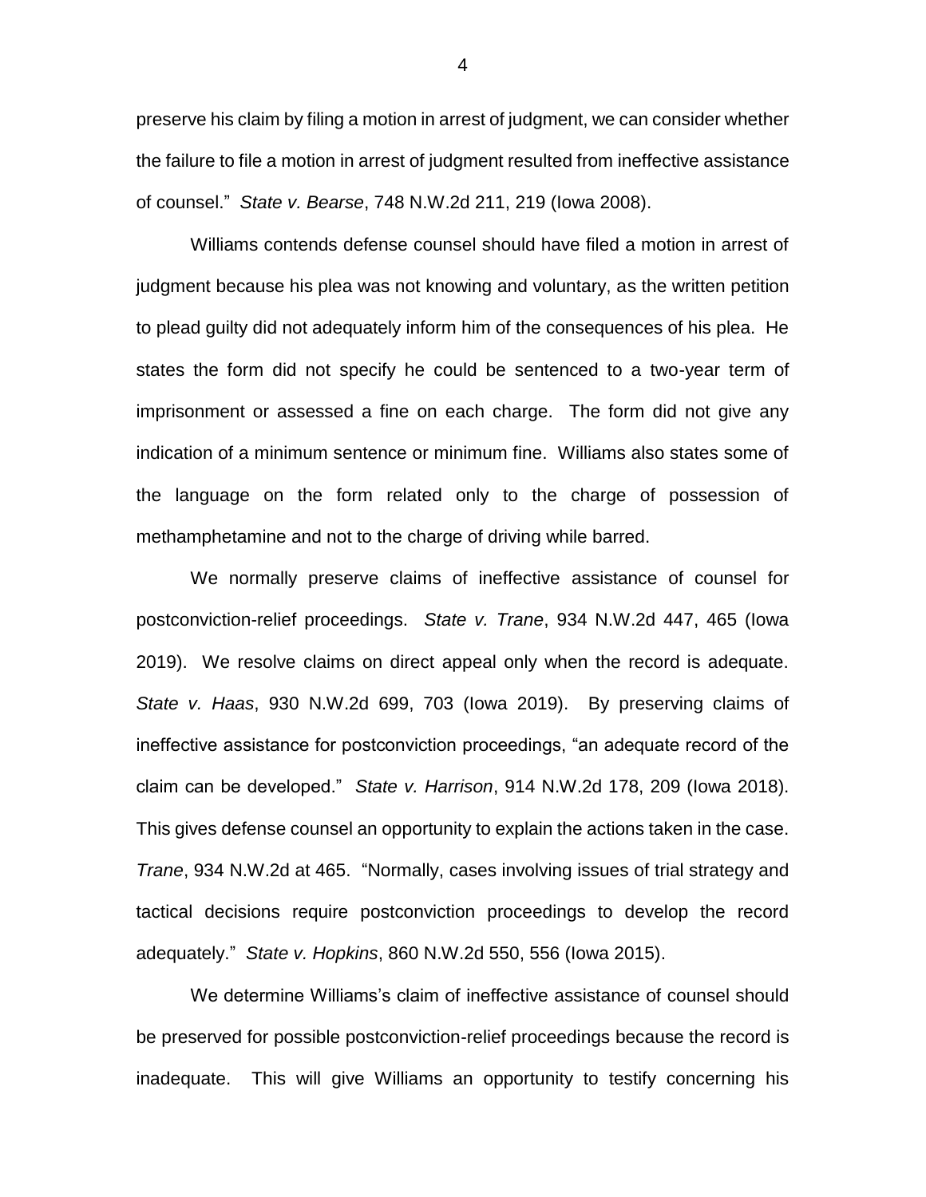preserve his claim by filing a motion in arrest of judgment, we can consider whether the failure to file a motion in arrest of judgment resulted from ineffective assistance of counsel." *State v. Bearse*, 748 N.W.2d 211, 219 (Iowa 2008).

Williams contends defense counsel should have filed a motion in arrest of judgment because his plea was not knowing and voluntary, as the written petition to plead guilty did not adequately inform him of the consequences of his plea. He states the form did not specify he could be sentenced to a two-year term of imprisonment or assessed a fine on each charge. The form did not give any indication of a minimum sentence or minimum fine. Williams also states some of the language on the form related only to the charge of possession of methamphetamine and not to the charge of driving while barred.

We normally preserve claims of ineffective assistance of counsel for postconviction-relief proceedings. *State v. Trane*, 934 N.W.2d 447, 465 (Iowa 2019). We resolve claims on direct appeal only when the record is adequate. *State v. Haas*, 930 N.W.2d 699, 703 (Iowa 2019). By preserving claims of ineffective assistance for postconviction proceedings, "an adequate record of the claim can be developed." *State v. Harrison*, 914 N.W.2d 178, 209 (Iowa 2018). This gives defense counsel an opportunity to explain the actions taken in the case. *Trane*, 934 N.W.2d at 465. "Normally, cases involving issues of trial strategy and tactical decisions require postconviction proceedings to develop the record adequately." *State v. Hopkins*, 860 N.W.2d 550, 556 (Iowa 2015).

We determine Williams's claim of ineffective assistance of counsel should be preserved for possible postconviction-relief proceedings because the record is inadequate. This will give Williams an opportunity to testify concerning his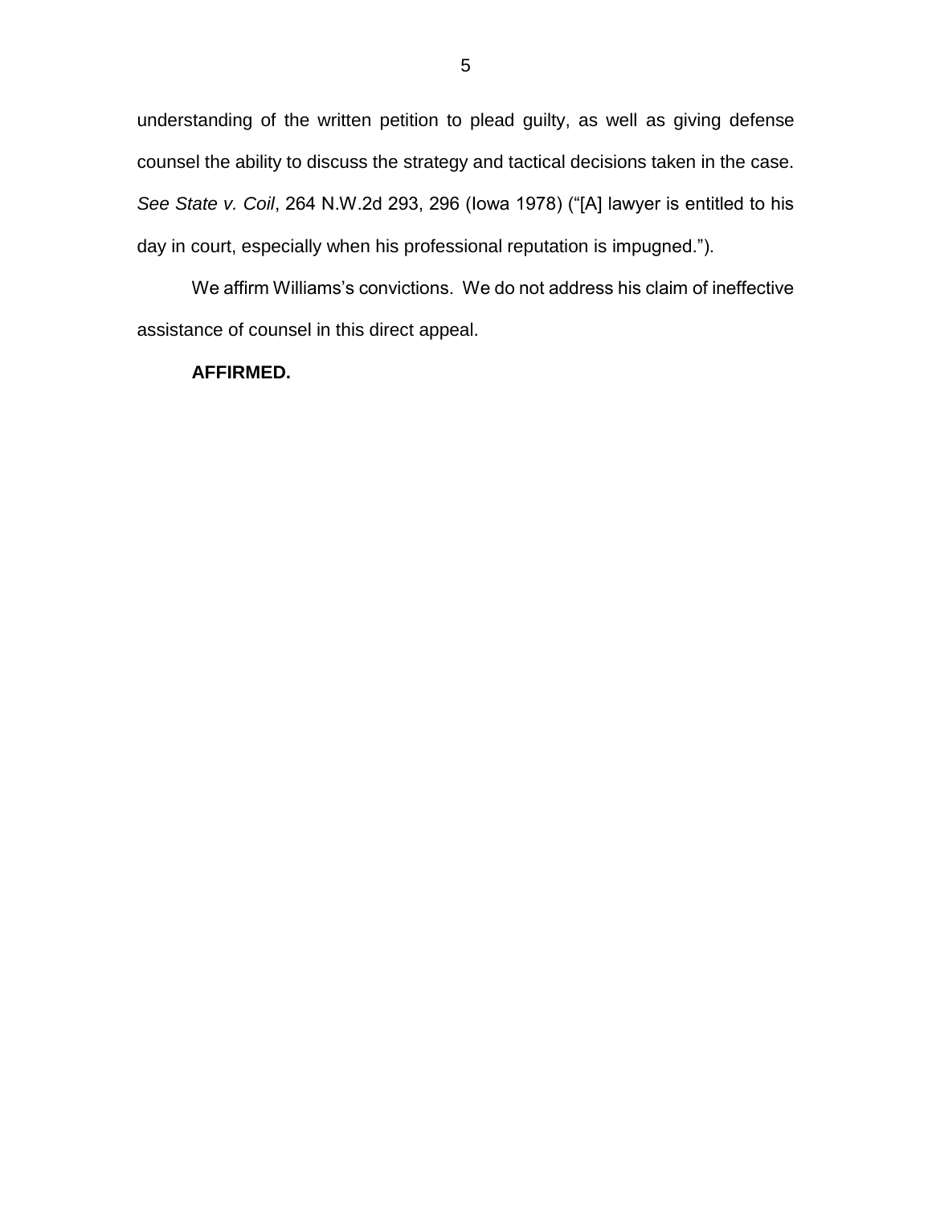understanding of the written petition to plead guilty, as well as giving defense counsel the ability to discuss the strategy and tactical decisions taken in the case. *See State v. Coil*, 264 N.W.2d 293, 296 (Iowa 1978) ("[A] lawyer is entitled to his day in court, especially when his professional reputation is impugned.").

We affirm Williams's convictions. We do not address his claim of ineffective assistance of counsel in this direct appeal.

**AFFIRMED.**